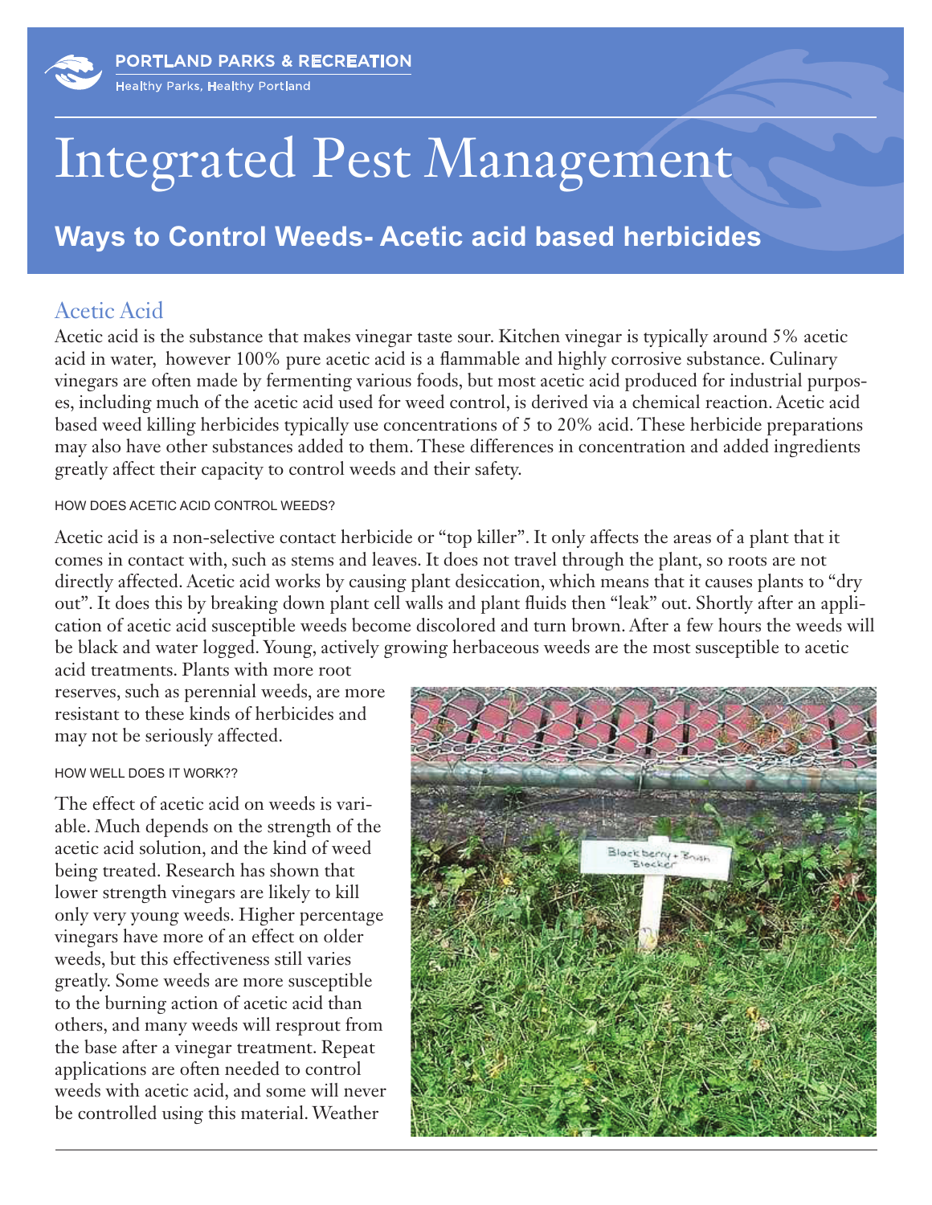PORTLAND PARKS & RECREATION

Healthy Parks, Healthy Portland

# Integrated Pest Management

## Ways to Control Weeds- Acetic acid based herbicides

### Acetic Acid

Acetic acid is the substance that makes vinegar taste sour. Kitchen vinegar is typically around 5% acetic acid in water, however 100% pure acetic acid is a flammable and highly corrosive substance. Culinary vinegars are often made by fermenting various foods, but most acetic acid produced for industrial purposes, including much of the acetic acid used for weed control, is derived via a chemical reaction. Acetic acid based weed killing herbicides typically use concentrations of 5 to 20% acid. These herbicide preparations may also have other substances added to them. These differences in concentration and added ingredients greatly affect their capacity to control weeds and their safety.

#### HOW DOES ACETIC ACID CONTROL WEEDS?

Acetic acid is a non-selective contact herbicide or "top killer". It only affects the areas of a plant that it comes in contact with, such as stems and leaves. It does not travel through the plant, so roots are not directly affected. Acetic acid works by causing plant desiccation, which means that it causes plants to "dry out". It does this by breaking down plant cell walls and plant fluids then "leak" out. Shortly after an application of acetic acid susceptible weeds become discolored and turn brown. After a few hours the weeds will be black and water logged. Young, actively growing herbaceous weeds are the most susceptible to acetic acid treatments. Plants with more root reserves, such as perennial weeds, are more resistant to these kinds of herbicides and may not be seriously affected.

#### HOW WELL DOES IT WORK??

The effect of acetic acid on weeds is variable. Much depends on the strength of the acetic acid solution, and the kind of weed being treated. Research has shown that lower strength vinegars are likely to kill only very young weeds. Higher percentage vinegars have more of an effect on older weeds, but this effectiveness still varies greatly. Some weeds are more susceptible to the burning action of acetic acid than others, and many weeds will resprout from the base after a vinegar treatment. Repeat applications are often needed to control weeds with acetic acid, and some will never be controlled using this material. Weather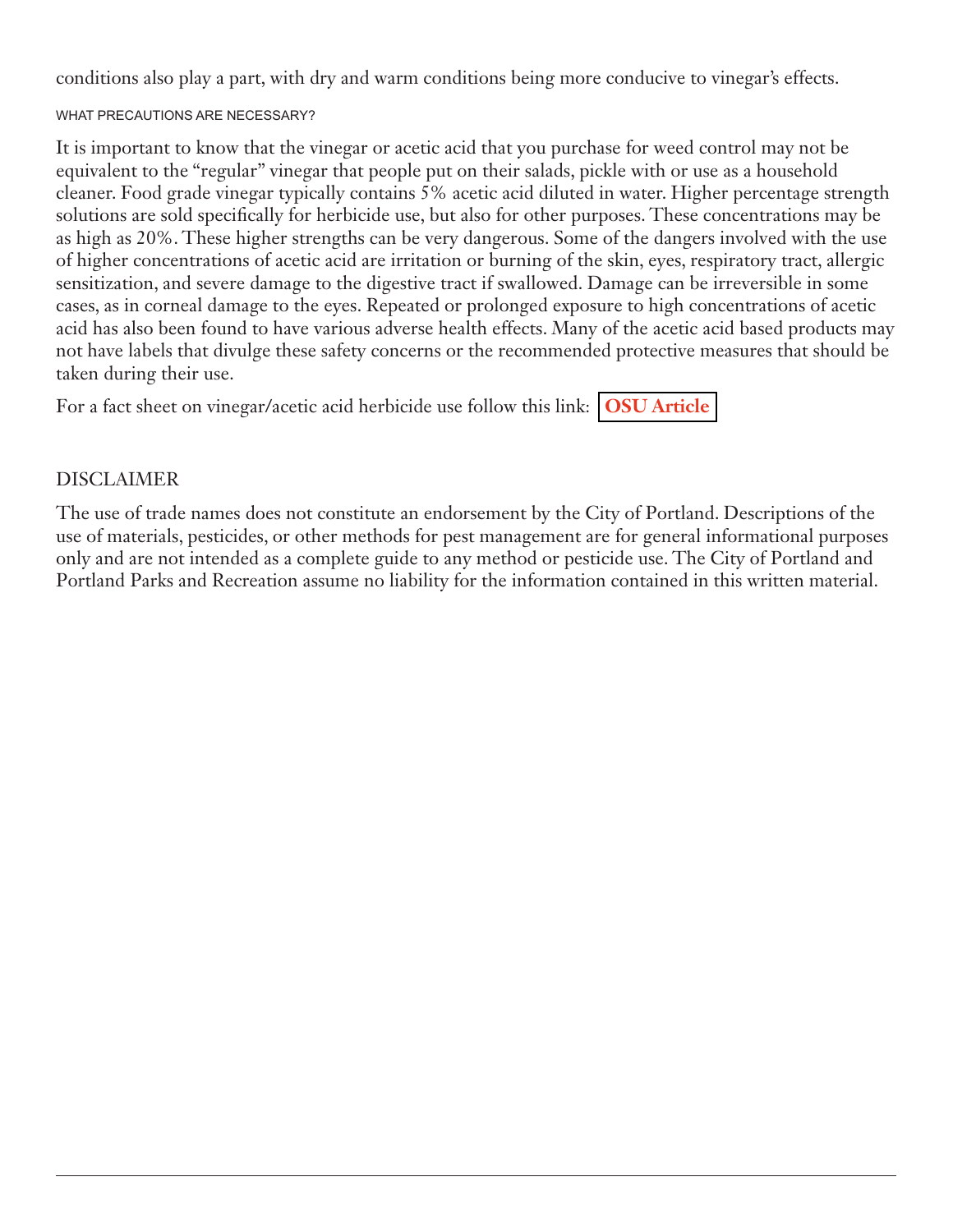conditions also play a part, with dry and warm conditions being more conducive to vinegar's effects.

### WHAT PRECAUTIONS ARE NECESSARY?

It is important to know that the vinegar or acetic acid that you purchase for weed control may not be equivalent to the "regular" vinegar that people put on their salads, pickle with or use as a household cleaner. Food grade vinegar typically contains 5% acetic acid diluted in water. Higher percentage strength solutions are sold specifically for herbicide use, but also for other purposes. These concentrations may be as high as 20%. These higher strengths can be very dangerous. Some of the dangers involved with the use of higher concentrations of acetic acid are irritation or burning of the skin, eyes, respiratory tract, allergic sensitization, and severe damage to the digestive tract if swallowed. Damage can be irreversible in some cases, as in corneal damage to the eyes. Repeated or prolonged exposure to high concentrations of acetic acid has also been found to have various adverse health effects. Many of the acetic acid based products may not have labels that divulge these safety concerns or the recommended protective measures that should be taken during their use.

For a fact sheet on vinegar/acetic acid herbicide use follow this link: **OSU Article**

## DISCLAIMER

The use of trade names does not constitute an endorsement by the City of Portland. Descriptions of the use of materials, pesticides, or other methods for pest management are for general informational purposes only and are not intended as a complete guide to any method or pesticide use. The City of Portland and Portland Parks and Recreation assume no liability for the information contained in this written material.